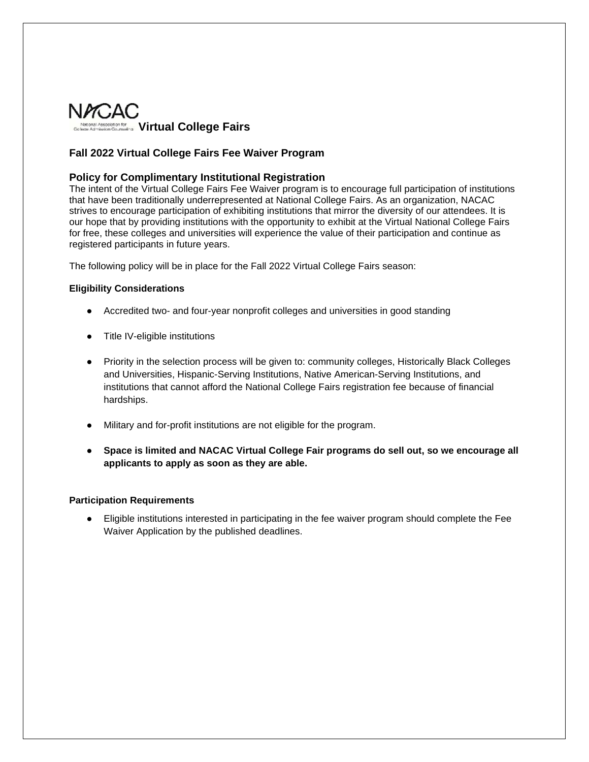NACAC

National Association for College Admission Counseling **Virtual College Fairs**

## Fall 2022 Virtual College Fairs Fee Waiver Program

### Policy for Complimentary Institutional Registration

The intent of the Virtual College Fairs Fee Waiver program is to encourage full participation of institutions that have been traditionally underrepresented at National College Fairs. As an organization, NACAC strives to encourage participation of exhibiting institutions that mirror the diversity of our attendees. It is our hope that by providing institutions with the opportunity to exhibit at the Virtual National College Fairs for free, these colleges and universities will experience the value of their participation and continue as registered participants in future years.

The following policy will be in place for the Fall 2022 Virtual College Fairs season:

**Eligibility Considerations**

- Accredited two- and four-year nonprofit colleges and universities in good standing
- Title IV-eligible institutions
- Priority in the selection process will be given to: community colleges, Historically Black Colleges and Universities, Hispanic-Serving Institutions, Native American-Serving Institutions, and institutions that cannot afford the National College Fairs registration fee because of financial hardships.
- Military and for-profit institutions are not eligible for the program.
- **Space is limited and NACAC Virtual College Fair programs do sell out, so we encourage all applicants to apply as soon as they are able.**

**Participation Requirements**

- Eligible institutions interested in participating in the fee waiver program should complete the Fee Waiver Application by the published deadlines.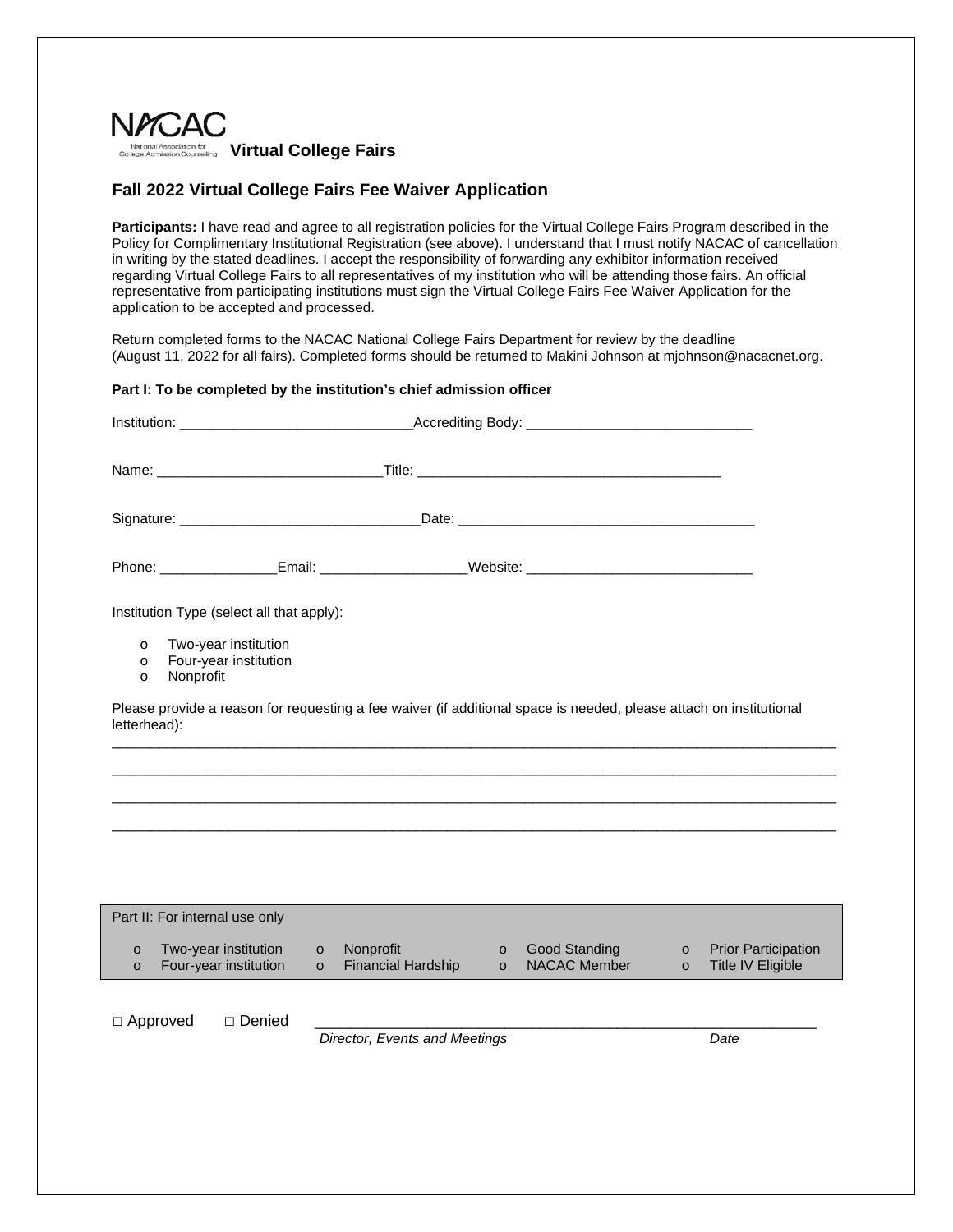NACAC
National Association for College Admission Counseling

**Virtual College Fairs**

## Fall 2022 Virtual College Fairs Fee Waiver Application

**Participants:** I have read and agree to all registration policies for the Virtual College Fairs Program described in the Policy for Complimentary Institutional Registration (see above). I understand that I must notify NACAC of cancellation in writing by the stated deadlines. I accept the responsibility of forwarding any exhibitor information received regarding Virtual College Fairs to all representatives of my institution who will be attending those fairs. An official representative from participating institutions must sign the Virtual College Fairs Fee Waiver Application for the application to be accepted and processed.

Return completed forms to the NACAC National College Fairs Department for review by the deadline (August 11, 2022 for all fairs). Completed forms should be returned to Makini Johnson at mjohnson@nacacnet.org.

**Part I: To be completed by the institution's chief admission officer**

Institution: ______________________________ Accrediting Body: ______________________________

Name: ______________________________ Title: ________________________________________

Signature: ______________________________ Date: ________________________________________

Phone: _______________ Email: ___________________ Website: ______________________________

Institution Type (select all that apply):

- o Two-year institution
- o Four-year institution
- o Nonprofit

Please provide a reason for requesting a fee waiver (if additional space is needed, please attach on institutional letterhead):

______________________________________________________________________________________________

______________________________________________________________________________________________

______________________________________________________________________________________________

______________________________________________________________________________________________

Part II: For internal use only

| | | | |
|---|---|---|---|
| o Two-year institution | o Nonprofit | o Good Standing | o Prior Participation |
| o Four-year institution | o Financial Hardship | o NACAC Member | o Title IV Eligible |

□ Approved □ Denied ______________________________________________________________

*Director, Events and Meetings* *Date*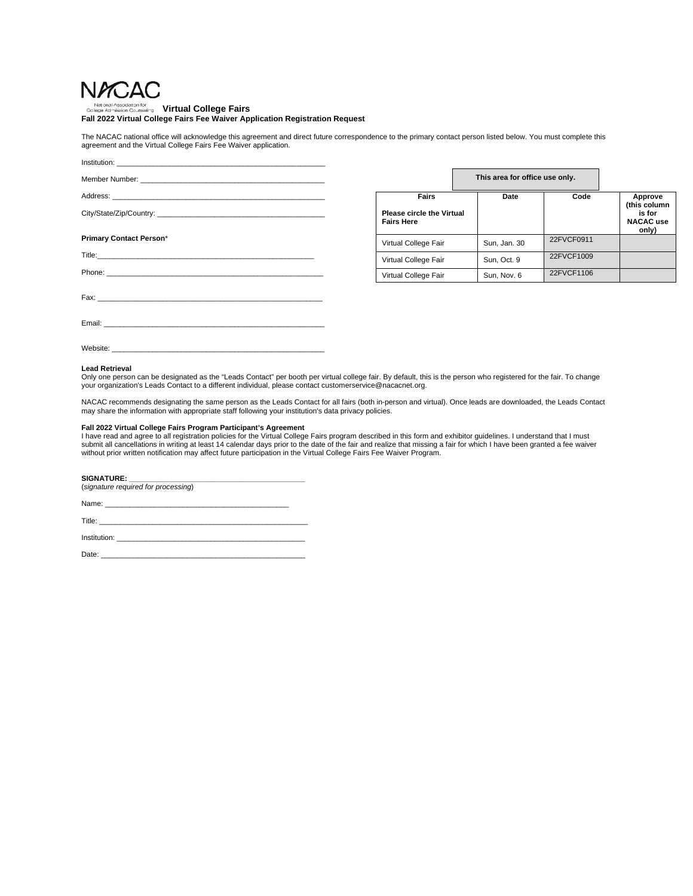NACAC

**Virtual College Fairs**

**Fall 2022 Virtual College Fairs Fee Waiver Application Registration Request**

The NACAC national office will acknowledge this agreement and direct future correspondence to the primary contact person listed below. You must complete this agreement and the Virtual College Fairs Fee Waiver application.

Institution: ______________________________________________________

Member Number: ______________________________________________

Address: __________________________________________________________

City/State/Zip/Country: _____________________________________

**Primary Contact Person***

Title:___________________________________________________________

Phone: __________________________________________________________

Fax: ____________________________________________________________

Email: __________________________________________________________

Website: ________________________________________________________

**This area for office use only.**

| **Fairs** **Please circle the Virtual Fairs Here** | **Date** | **Code** | **Approve (this column is for NACAC use only)** |
|---|---|---|---|
| Virtual College Fair | Sun, Jan. 30 | 22FVCF0911 | |
| Virtual College Fair | Sun, Oct. 9 | 22FVCF1009 | |
| Virtual College Fair | Sun, Nov. 6 | 22FVCF1106 | |

**Lead Retrieval**

Only one person can be designated as the "Leads Contact" per booth per virtual college fair. By default, this is the person who registered for the fair. To change your organization's Leads Contact to a different individual, please contact customerservice@nacacnet.org.

NACAC recommends designating the same person as the Leads Contact for all fairs (both in-person and virtual). Once leads are downloaded, the Leads Contact may share the information with appropriate staff following your institution's data privacy policies.

**Fall 2022 Virtual College Fairs Program Participant's Agreement**

I have read and agree to all registration policies for the Virtual College Fairs program described in this form and exhibitor guidelines. I understand that I must submit all cancellations in writing at least 14 calendar days prior to the date of the fair and realize that missing a fair for which I have been granted a fee waiver without prior written notification may affect future participation in the Virtual College Fairs Fee Waiver Program.

**SIGNATURE:** ____________________________________________
(*signature required for processing*)

Name: ______________________________________________

Title: _____________________________________________________

Institution: _______________________________________________

Date: ______________________________________________________